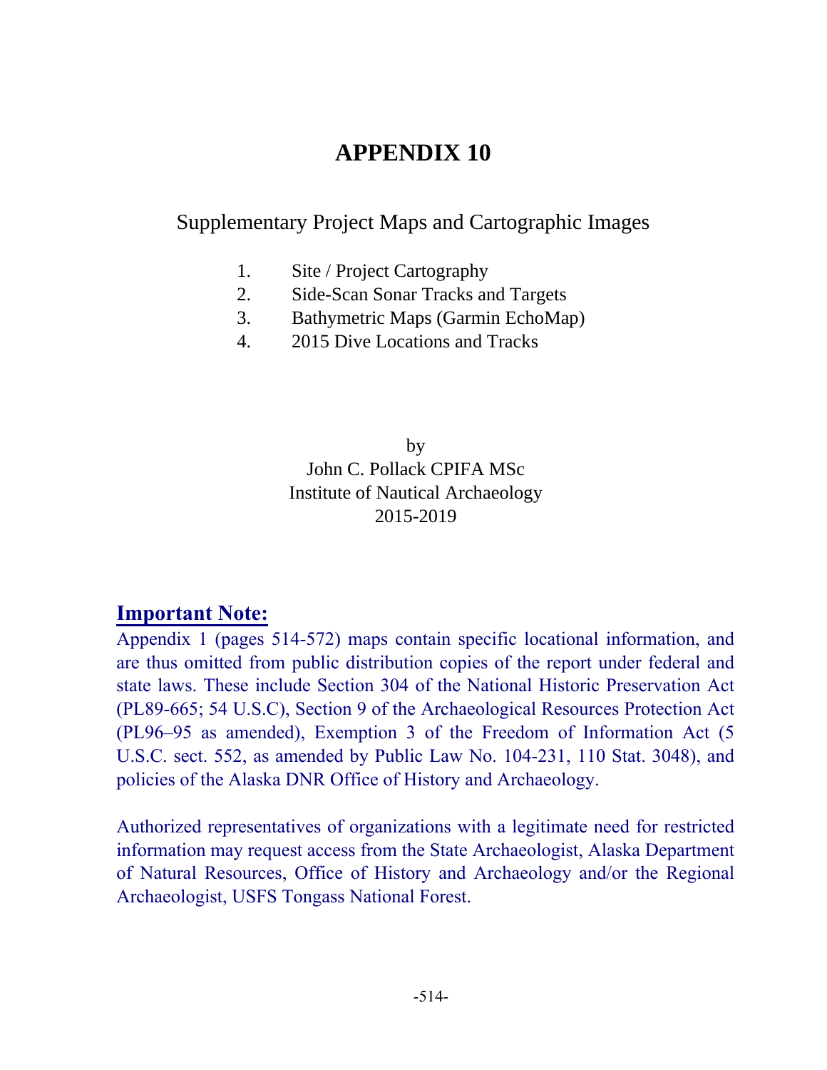# APPENDIX 10

## Supplementary Project Maps and Cartographic Images

1. Site / Project Cartography
2. Side-Scan Sonar Tracks and Targets
3. Bathymetric Maps (Garmin EchoMap)
4. 2015 Dive Locations and Tracks

by
John C. Pollack CPIFA MSc
Institute of Nautical Archaeology
2015-2019

**Important Note:**

Appendix 1 (pages 514-572) maps contain specific locational information, and are thus omitted from public distribution copies of the report under federal and state laws. These include Section 304 of the National Historic Preservation Act (PL89-665; 54 U.S.C), Section 9 of the Archaeological Resources Protection Act (PL96–95 as amended), Exemption 3 of the Freedom of Information Act (5 U.S.C. sect. 552, as amended by Public Law No. 104-231, 110 Stat. 3048), and policies of the Alaska DNR Office of History and Archaeology.

Authorized representatives of organizations with a legitimate need for restricted information may request access from the State Archaeologist, Alaska Department of Natural Resources, Office of History and Archaeology and/or the Regional Archaeologist, USFS Tongass National Forest.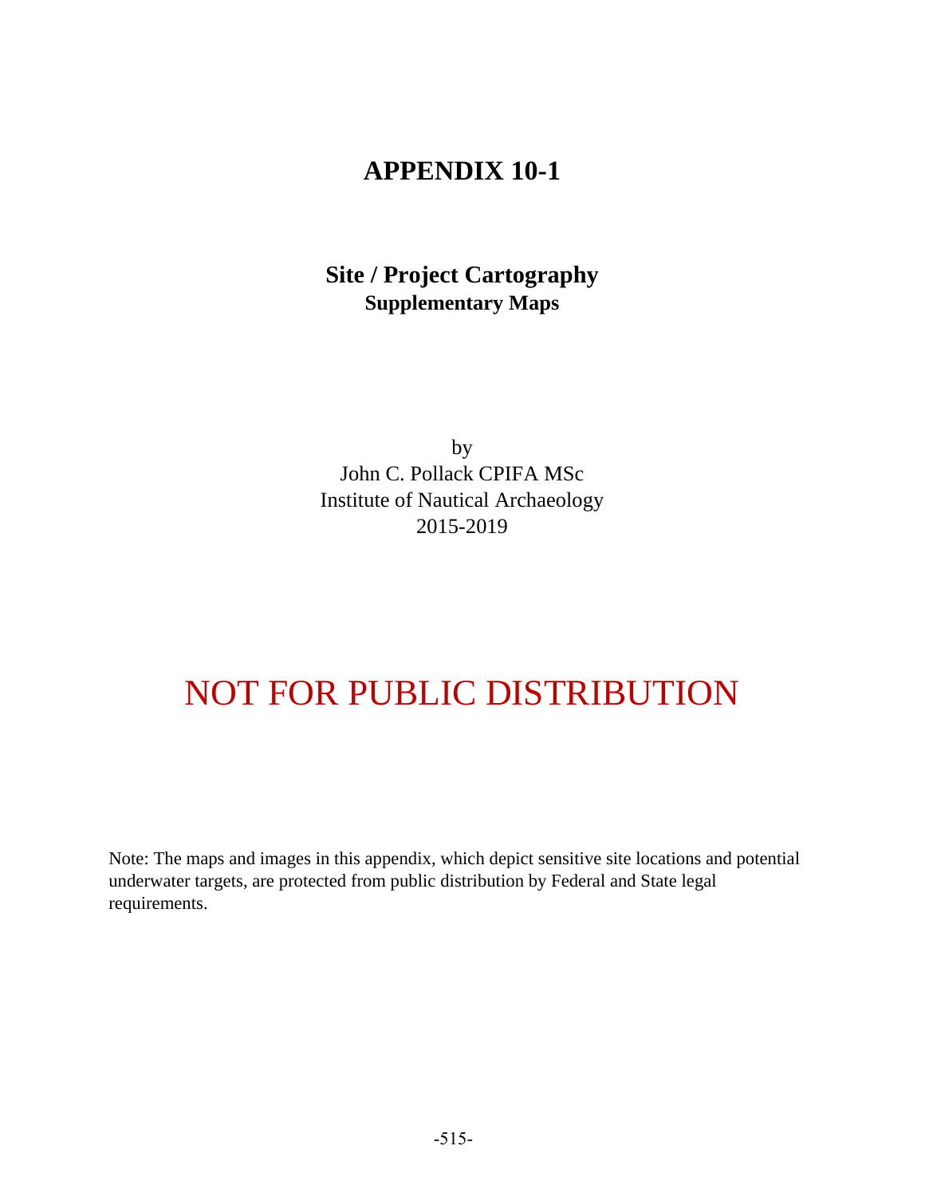# APPENDIX 10-1

## Site / Project Cartography

### Supplementary Maps

by

John C. Pollack CPIFA MSc

Institute of Nautical Archaeology

2015-2019

# NOT FOR PUBLIC DISTRIBUTION

Note: The maps and images in this appendix, which depict sensitive site locations and potential underwater targets, are protected from public distribution by Federal and State legal requirements.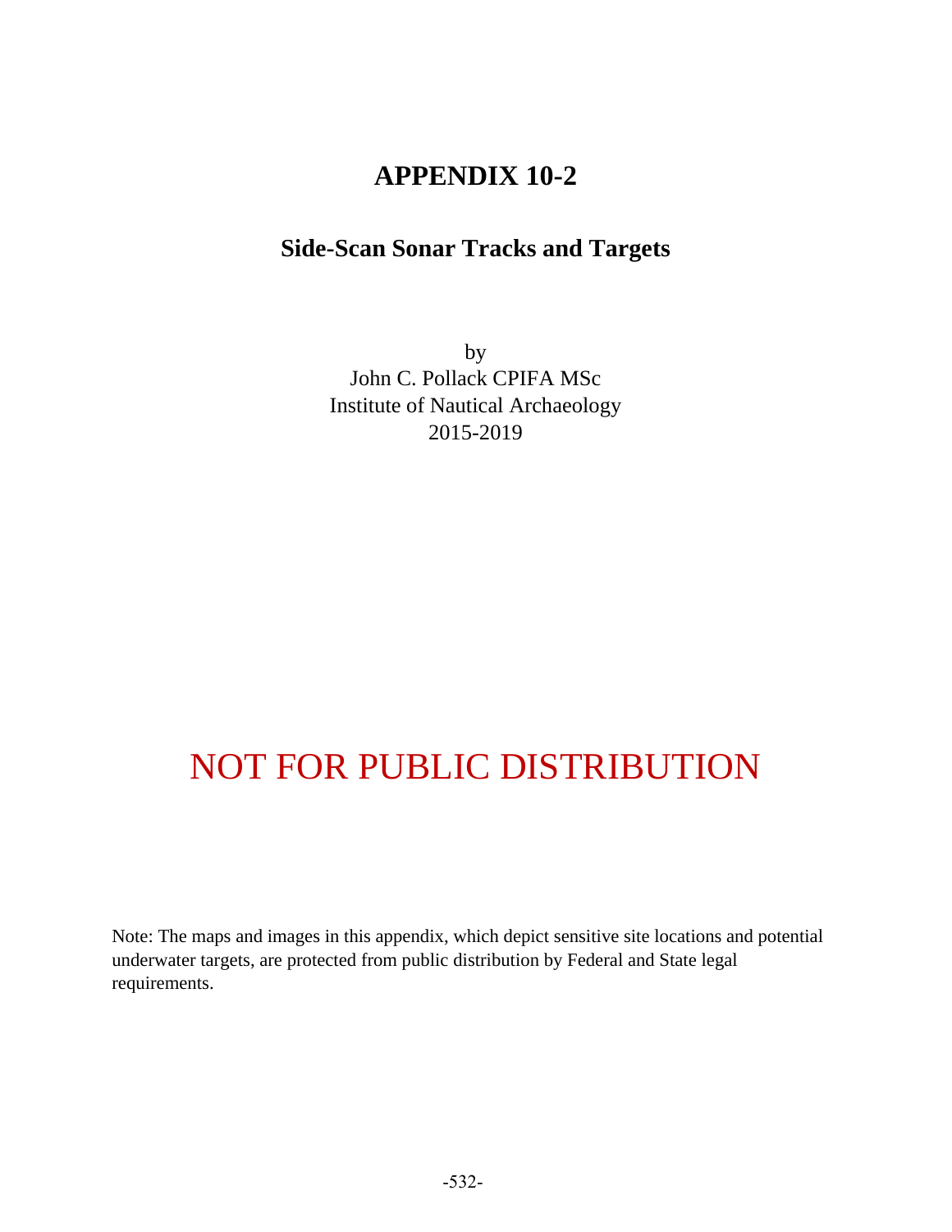# APPENDIX 10-2

## Side-Scan Sonar Tracks and Targets

by
John C. Pollack CPIFA MSc
Institute of Nautical Archaeology
2015-2019

NOT FOR PUBLIC DISTRIBUTION

Note: The maps and images in this appendix, which depict sensitive site locations and potential underwater targets, are protected from public distribution by Federal and State legal requirements.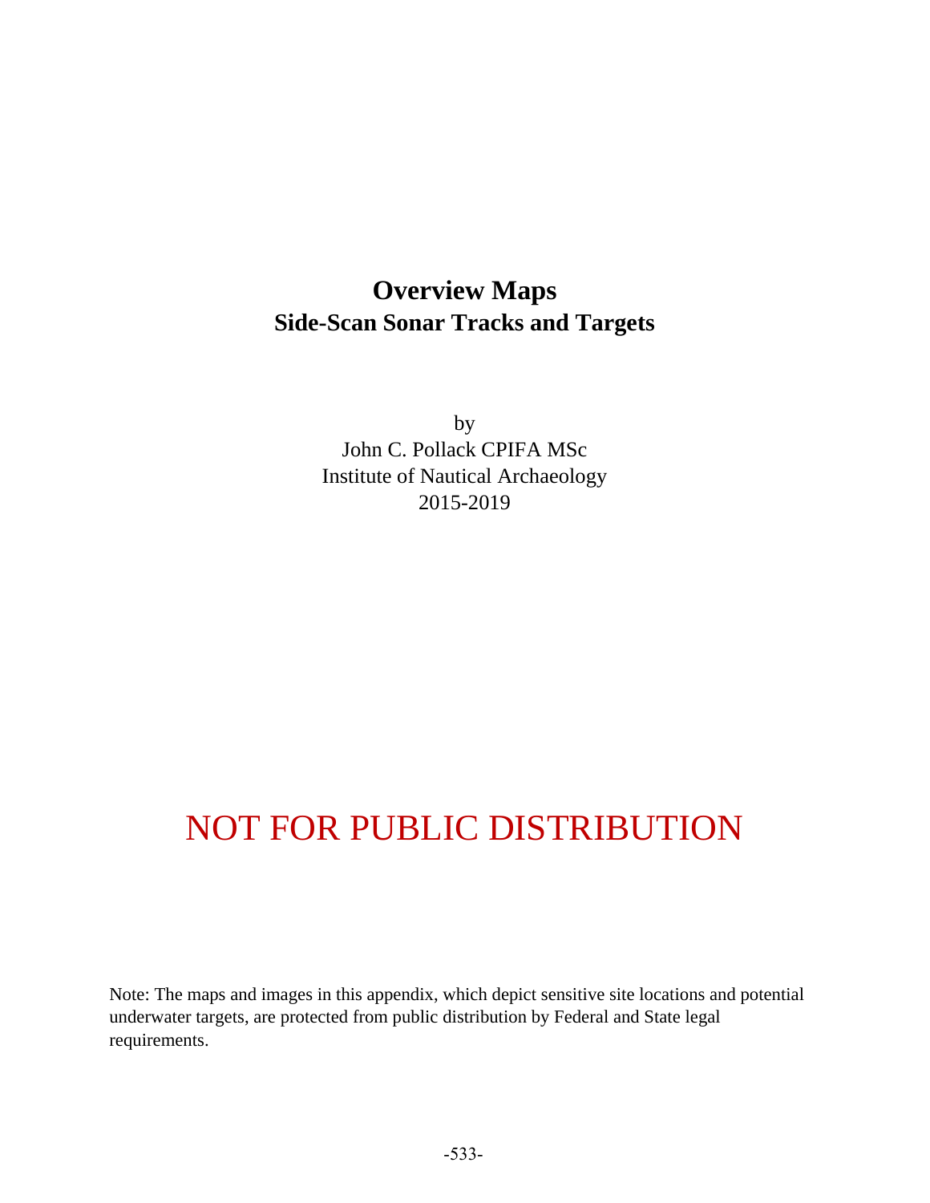# Overview Maps
## Side-Scan Sonar Tracks and Targets

by
John C. Pollack CPIFA MSc
Institute of Nautical Archaeology
2015-2019

NOT FOR PUBLIC DISTRIBUTION

Note: The maps and images in this appendix, which depict sensitive site locations and potential underwater targets, are protected from public distribution by Federal and State legal requirements.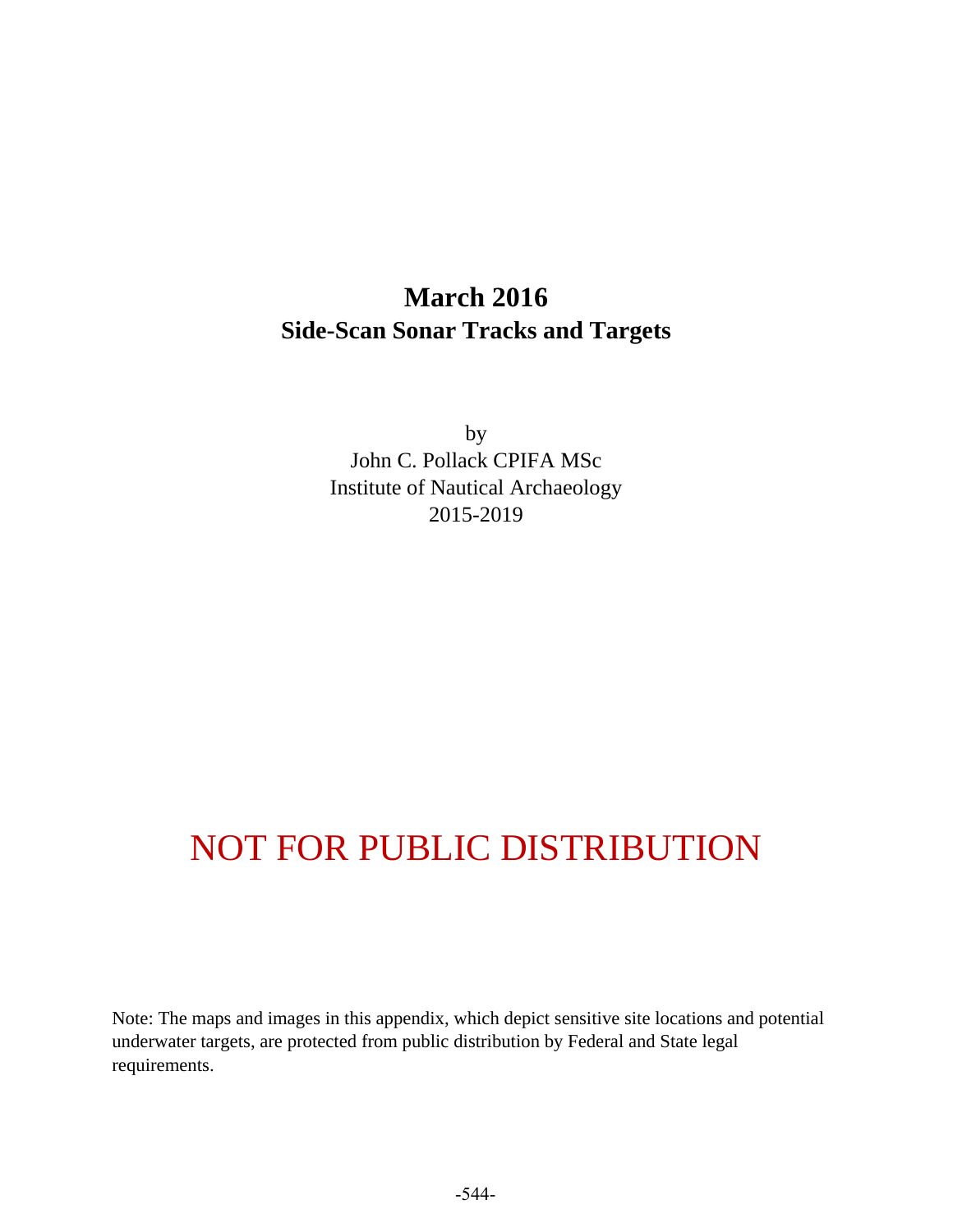# March 2016
## Side-Scan Sonar Tracks and Targets

by
John C. Pollack CPIFA MSc
Institute of Nautical Archaeology
2015-2019

NOT FOR PUBLIC DISTRIBUTION

Note: The maps and images in this appendix, which depict sensitive site locations and potential underwater targets, are protected from public distribution by Federal and State legal requirements.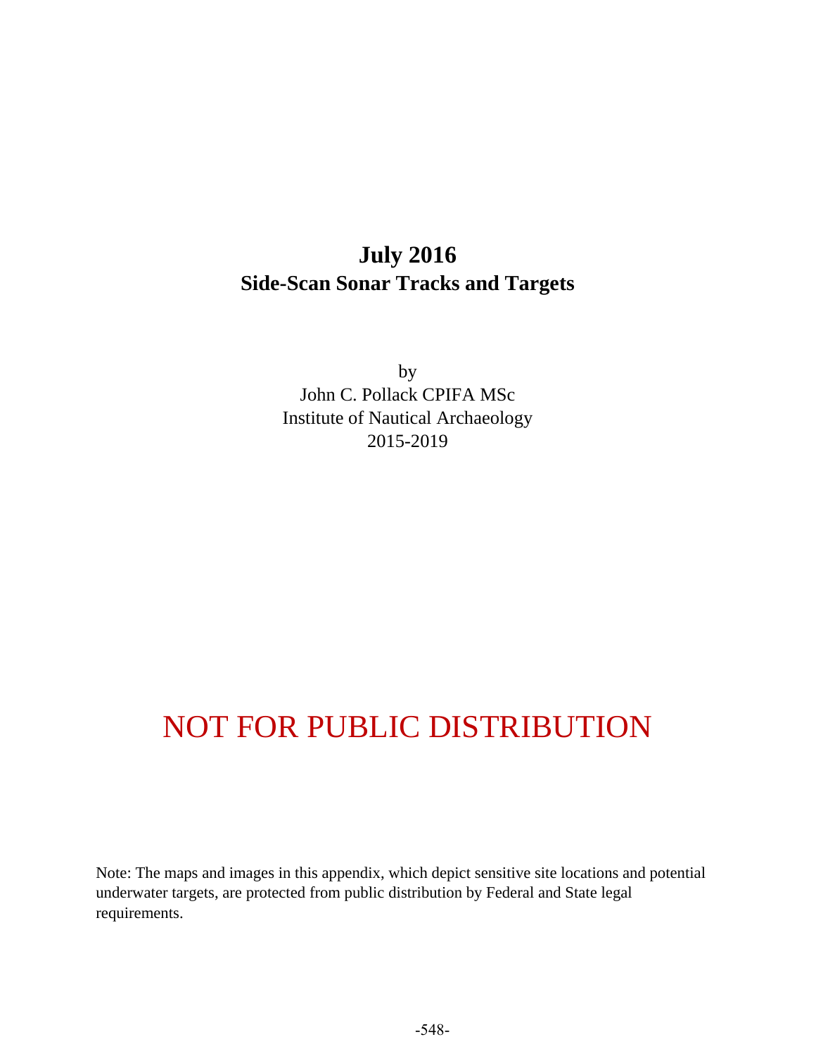# July 2016
## Side-Scan Sonar Tracks and Targets

by
John C. Pollack CPIFA MSc
Institute of Nautical Archaeology
2015-2019

NOT FOR PUBLIC DISTRIBUTION

Note: The maps and images in this appendix, which depict sensitive site locations and potential underwater targets, are protected from public distribution by Federal and State legal requirements.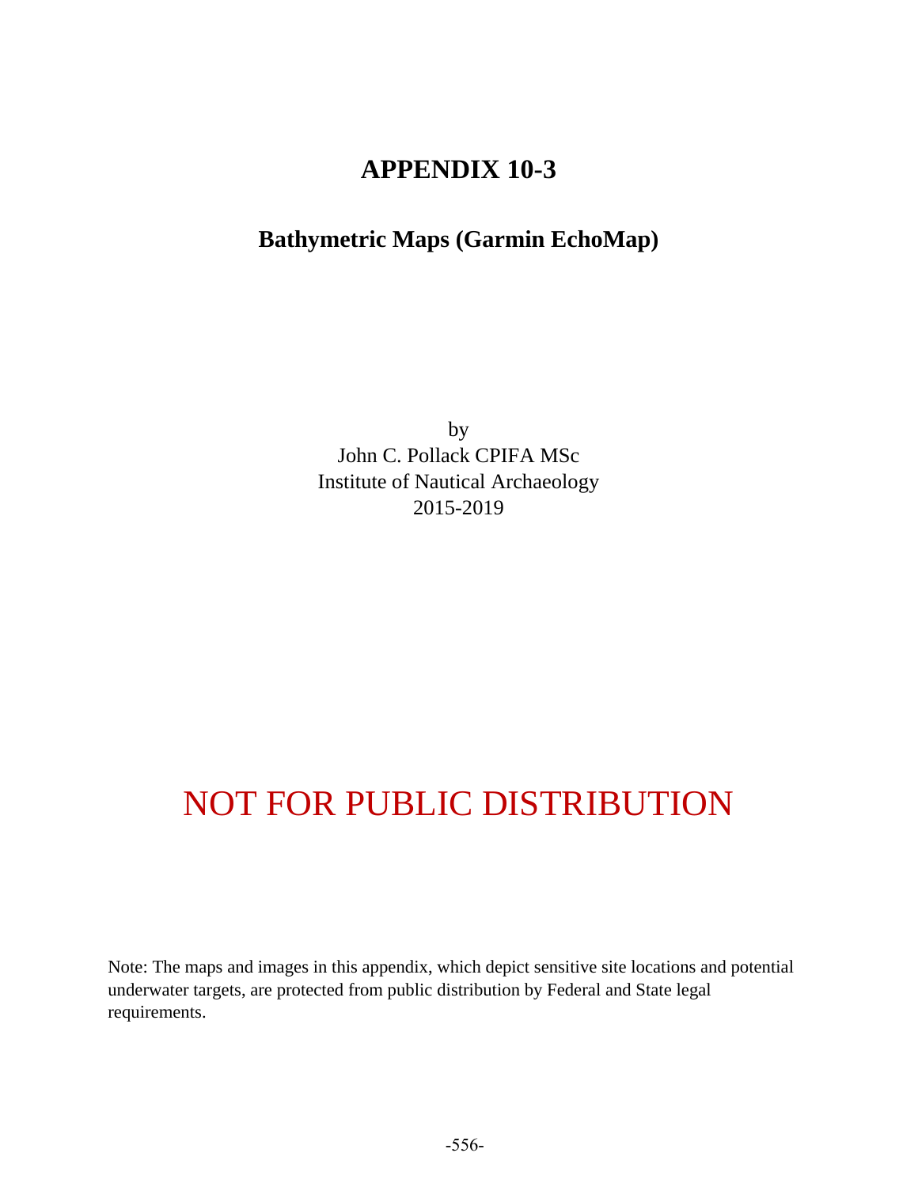# APPENDIX 10-3

## Bathymetric Maps (Garmin EchoMap)

by
John C. Pollack CPIFA MSc
Institute of Nautical Archaeology
2015-2019

# NOT FOR PUBLIC DISTRIBUTION

Note: The maps and images in this appendix, which depict sensitive site locations and potential underwater targets, are protected from public distribution by Federal and State legal requirements.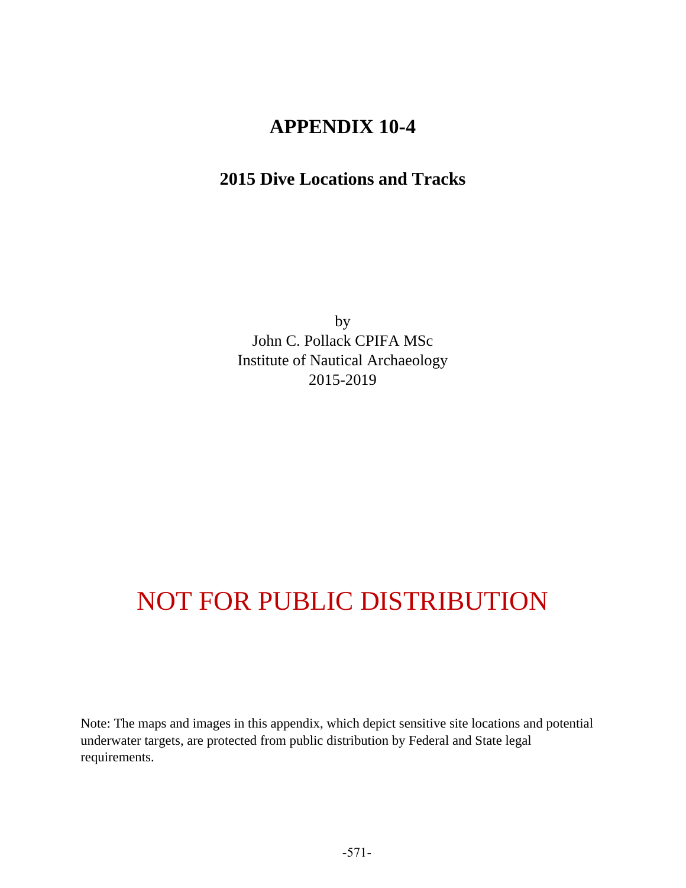# APPENDIX 10-4

## 2015 Dive Locations and Tracks

by
John C. Pollack CPIFA MSc
Institute of Nautical Archaeology
2015-2019

# NOT FOR PUBLIC DISTRIBUTION

Note: The maps and images in this appendix, which depict sensitive site locations and potential underwater targets, are protected from public distribution by Federal and State legal requirements.